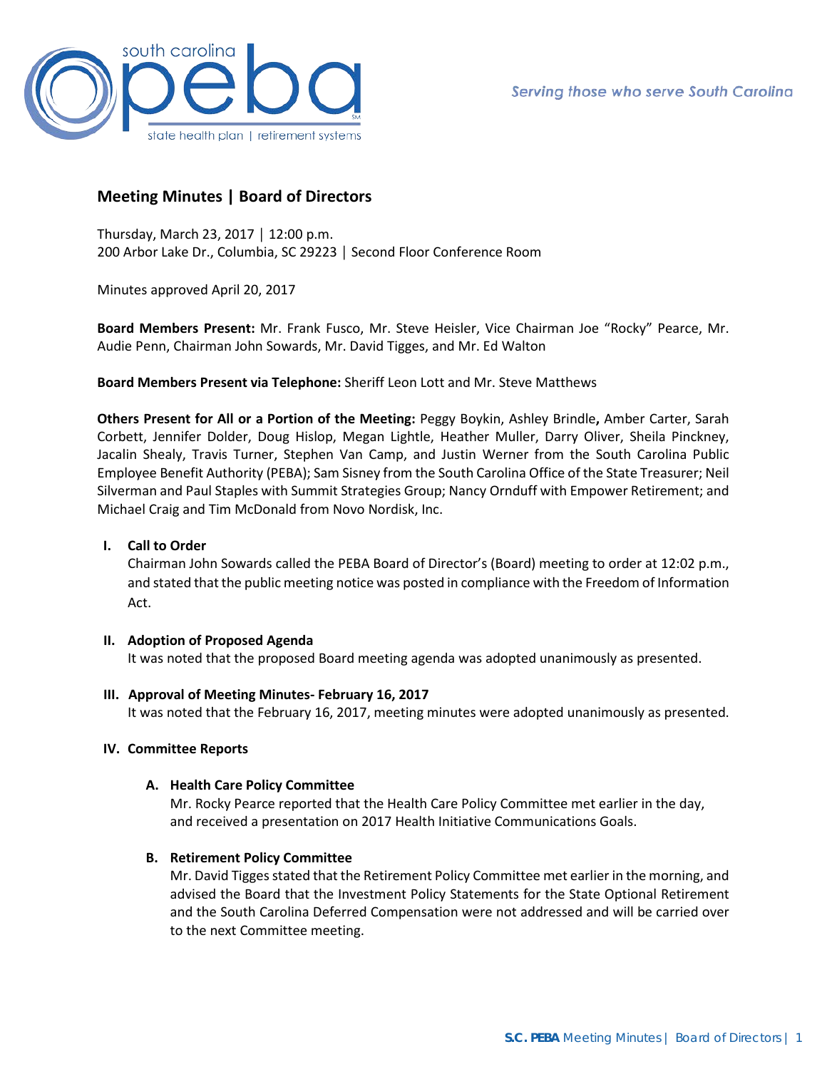# Meeting Minutes | Board of Directors

Thursday, March 23, 2017 │ 12:00 p.m.
200 Arbor Lake Dr., Columbia, SC 29223 │ Second Floor Conference Room

Minutes approved April 20, 2017

**Board Members Present:** Mr. Frank Fusco, Mr. Steve Heisler, Vice Chairman Joe "Rocky" Pearce, Mr. Audie Penn, Chairman John Sowards, Mr. David Tigges, and Mr. Ed Walton

**Board Members Present via Telephone:** Sheriff Leon Lott and Mr. Steve Matthews

**Others Present for All or a Portion of the Meeting:** Peggy Boykin, Ashley Brindle**,** Amber Carter, Sarah Corbett, Jennifer Dolder, Doug Hislop, Megan Lightle, Heather Muller, Darry Oliver, Sheila Pinckney, Jacalin Shealy, Travis Turner, Stephen Van Camp, and Justin Werner from the South Carolina Public Employee Benefit Authority (PEBA); Sam Sisney from the South Carolina Office of the State Treasurer; Neil Silverman and Paul Staples with Summit Strategies Group; Nancy Ornduff with Empower Retirement; and Michael Craig and Tim McDonald from Novo Nordisk, Inc.

## I. Call to Order

Chairman John Sowards called the PEBA Board of Director's (Board) meeting to order at 12:02 p.m., and stated that the public meeting notice was posted in compliance with the Freedom of Information Act.

## II. Adoption of Proposed Agenda

It was noted that the proposed Board meeting agenda was adopted unanimously as presented.

## III. Approval of Meeting Minutes- February 16, 2017

It was noted that the February 16, 2017, meeting minutes were adopted unanimously as presented.

## IV. Committee Reports

### A. Health Care Policy Committee

Mr. Rocky Pearce reported that the Health Care Policy Committee met earlier in the day, and received a presentation on 2017 Health Initiative Communications Goals.

### B. Retirement Policy Committee

Mr. David Tigges stated that the Retirement Policy Committee met earlier in the morning, and advised the Board that the Investment Policy Statements for the State Optional Retirement and the South Carolina Deferred Compensation were not addressed and will be carried over to the next Committee meeting.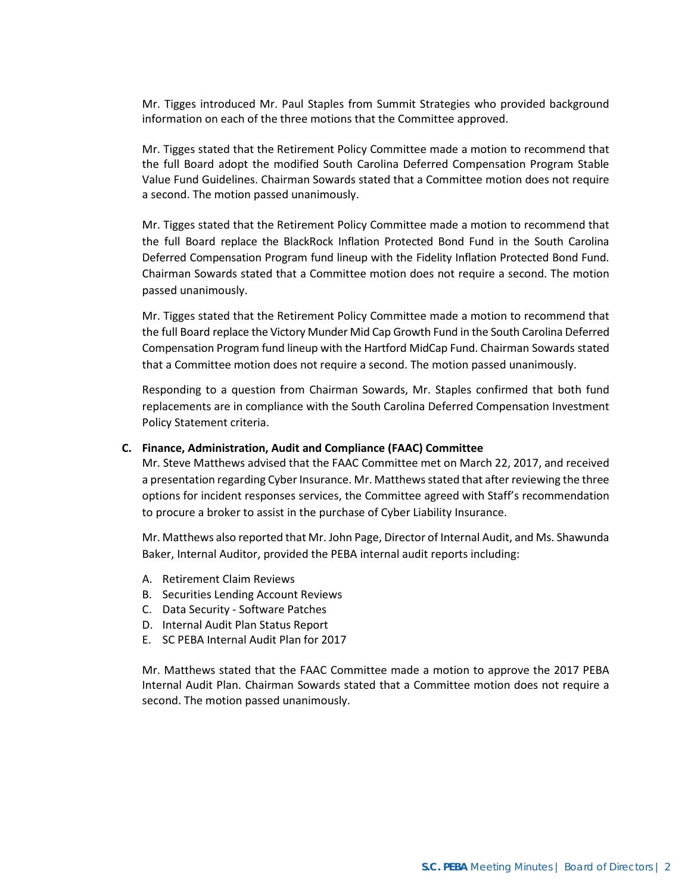Mr. Tigges introduced Mr. Paul Staples from Summit Strategies who provided background information on each of the three motions that the Committee approved.

Mr. Tigges stated that the Retirement Policy Committee made a motion to recommend that the full Board adopt the modified South Carolina Deferred Compensation Program Stable Value Fund Guidelines. Chairman Sowards stated that a Committee motion does not require a second. The motion passed unanimously.

Mr. Tigges stated that the Retirement Policy Committee made a motion to recommend that the full Board replace the BlackRock Inflation Protected Bond Fund in the South Carolina Deferred Compensation Program fund lineup with the Fidelity Inflation Protected Bond Fund. Chairman Sowards stated that a Committee motion does not require a second. The motion passed unanimously.

Mr. Tigges stated that the Retirement Policy Committee made a motion to recommend that the full Board replace the Victory Munder Mid Cap Growth Fund in the South Carolina Deferred Compensation Program fund lineup with the Hartford MidCap Fund. Chairman Sowards stated that a Committee motion does not require a second. The motion passed unanimously.

Responding to a question from Chairman Sowards, Mr. Staples confirmed that both fund replacements are in compliance with the South Carolina Deferred Compensation Investment Policy Statement criteria.

**C. Finance, Administration, Audit and Compliance (FAAC) Committee**

Mr. Steve Matthews advised that the FAAC Committee met on March 22, 2017, and received a presentation regarding Cyber Insurance. Mr. Matthews stated that after reviewing the three options for incident responses services, the Committee agreed with Staff's recommendation to procure a broker to assist in the purchase of Cyber Liability Insurance.

Mr. Matthews also reported that Mr. John Page, Director of Internal Audit, and Ms. Shawunda Baker, Internal Auditor, provided the PEBA internal audit reports including:

A. Retirement Claim Reviews
B. Securities Lending Account Reviews
C. Data Security - Software Patches
D. Internal Audit Plan Status Report
E. SC PEBA Internal Audit Plan for 2017

Mr. Matthews stated that the FAAC Committee made a motion to approve the 2017 PEBA Internal Audit Plan. Chairman Sowards stated that a Committee motion does not require a second. The motion passed unanimously.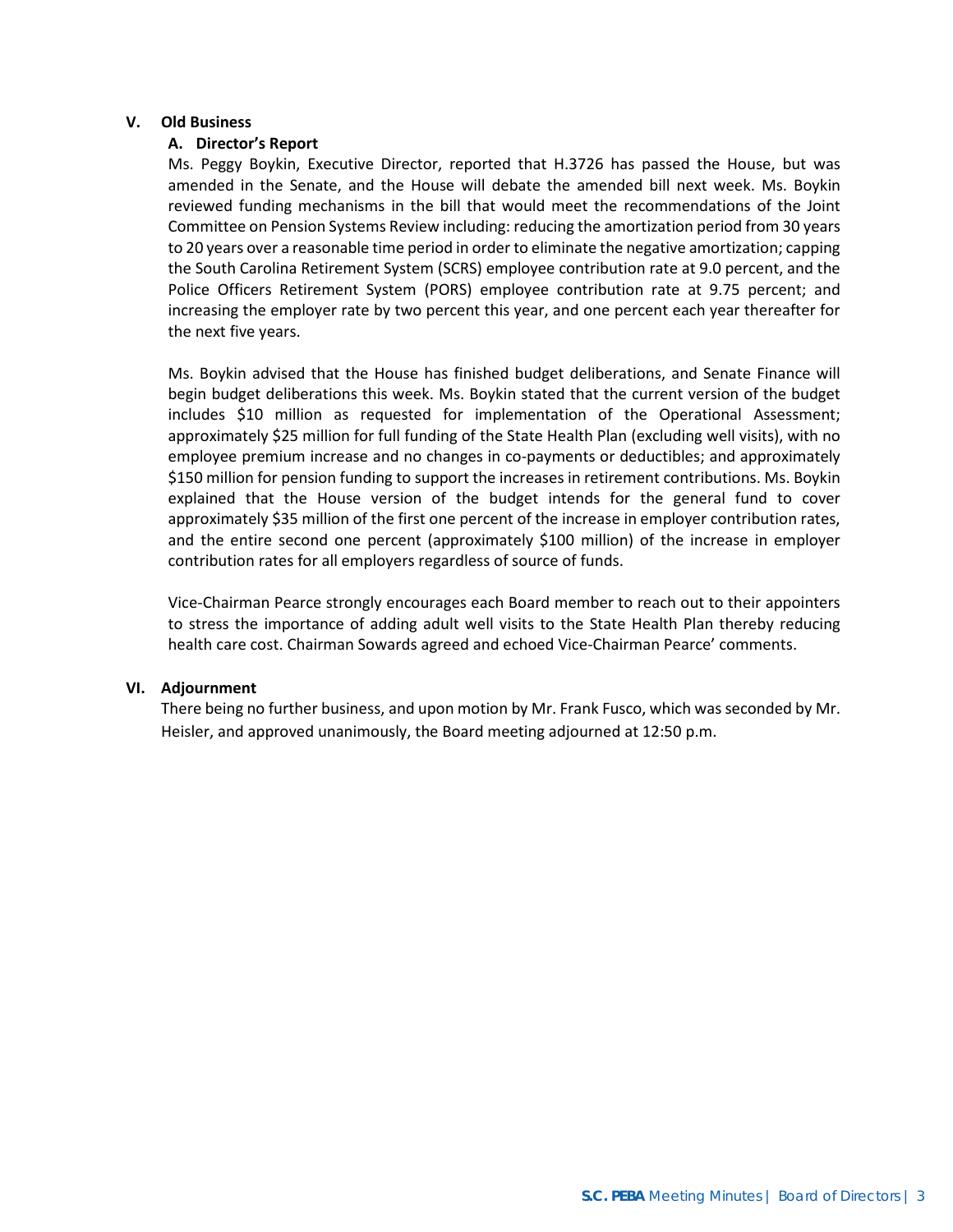## V. Old Business

### A. Director's Report

Ms. Peggy Boykin, Executive Director, reported that H.3726 has passed the House, but was amended in the Senate, and the House will debate the amended bill next week. Ms. Boykin reviewed funding mechanisms in the bill that would meet the recommendations of the Joint Committee on Pension Systems Review including: reducing the amortization period from 30 years to 20 years over a reasonable time period in order to eliminate the negative amortization; capping the South Carolina Retirement System (SCRS) employee contribution rate at 9.0 percent, and the Police Officers Retirement System (PORS) employee contribution rate at 9.75 percent; and increasing the employer rate by two percent this year, and one percent each year thereafter for the next five years.

Ms. Boykin advised that the House has finished budget deliberations, and Senate Finance will begin budget deliberations this week. Ms. Boykin stated that the current version of the budget includes $10 million as requested for implementation of the Operational Assessment; approximately $25 million for full funding of the State Health Plan (excluding well visits), with no employee premium increase and no changes in co-payments or deductibles; and approximately $150 million for pension funding to support the increases in retirement contributions. Ms. Boykin explained that the House version of the budget intends for the general fund to cover approximately $35 million of the first one percent of the increase in employer contribution rates, and the entire second one percent (approximately $100 million) of the increase in employer contribution rates for all employers regardless of source of funds.

Vice-Chairman Pearce strongly encourages each Board member to reach out to their appointers to stress the importance of adding adult well visits to the State Health Plan thereby reducing health care cost. Chairman Sowards agreed and echoed Vice-Chairman Pearce' comments.

## VI. Adjournment

There being no further business, and upon motion by Mr. Frank Fusco, which was seconded by Mr. Heisler, and approved unanimously, the Board meeting adjourned at 12:50 p.m.